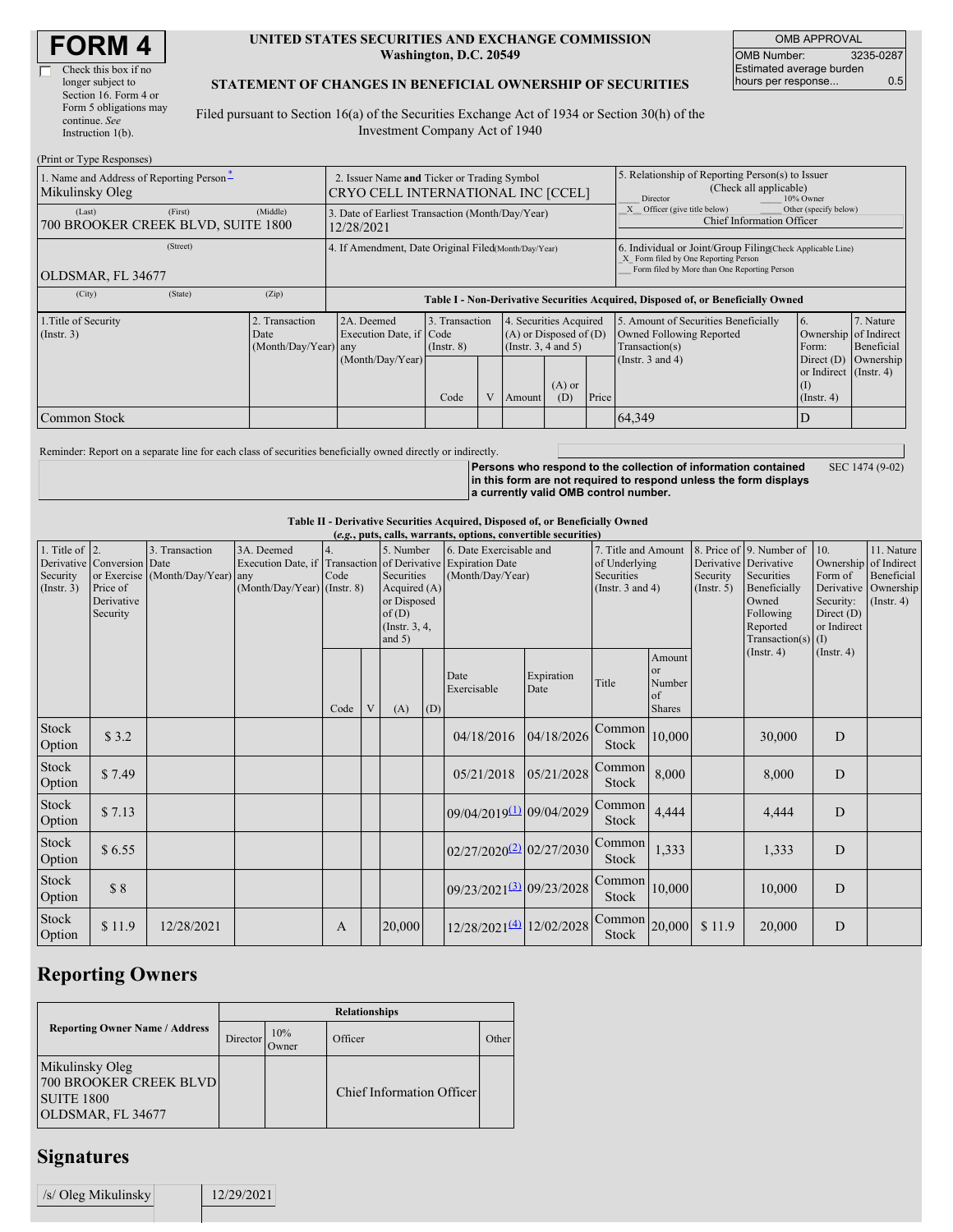# FORM 4

☐ Check this box if no longer subject to Section 16. Form 4 or Form 5 obligations may continue. *See* Instruction 1(b).

**UNITED STATES SECURITIES AND EXCHANGE COMMISSION**
**Washington, D.C. 20549**

**STATEMENT OF CHANGES IN BENEFICIAL OWNERSHIP OF SECURITIES**

Filed pursuant to Section 16(a) of the Securities Exchange Act of 1934 or Section 30(h) of the Investment Company Act of 1940

| OMB APPROVAL | |
|---|---|
| OMB Number: | 3235-0287 |
| Estimated average burden hours per response... | 0.5 |

(Print or Type Responses)

1. Name and Address of Reporting Person*
Mikulinsky Oleg
(Last) (First) (Middle)
700 BROOKER CREEK BLVD, SUITE 1800
(Street)
OLDSMAR, FL 34677
(City) (State) (Zip)

2. Issuer Name **and** Ticker or Trading Symbol
CRYO CELL INTERNATIONAL INC [CCEL]

3. Date of Earliest Transaction (Month/Day/Year)
12/28/2021

4. If Amendment, Date Original Filed (Month/Day/Year)

5. Relationship of Reporting Person(s) to Issuer (Check all applicable)
___ Director ___ 10% Owner
_X_ Officer (give title below) ___ Other (specify below)
Chief Information Officer

6. Individual or Joint/Group Filing (Check Applicable Line)
_X_ Form filed by One Reporting Person
___ Form filed by More than One Reporting Person

**Table I - Non-Derivative Securities Acquired, Disposed of, or Beneficially Owned**

| 1.Title of Security (Instr. 3) | 2. Transaction Date (Month/Day/Year) | 2A. Deemed Execution Date, if any (Month/Day/Year) | 3. Transaction Code (Instr. 8) | | 4. Securities Acquired (A) or Disposed of (D) (Instr. 3, 4 and 5) | | | 5. Amount of Securities Beneficially Owned Following Reported Transaction(s) (Instr. 3 and 4) | 6. Ownership Form: Direct (D) or Indirect (I) (Instr. 4) | 7. Nature of Indirect Beneficial Ownership (Instr. 4) |
|---|---|---|---|---|---|---|---|---|---|---|
| | | | Code | V | Amount | (A) or (D) | Price | | | |
| Common Stock | | | | | | | | 64,349 | D | |

Reminder: Report on a separate line for each class of securities beneficially owned directly or indirectly.

**Persons who respond to the collection of information contained in this form are not required to respond unless the form displays a currently valid OMB control number.** SEC 1474 (9-02)

**Table II - Derivative Securities Acquired, Disposed of, or Beneficially Owned**
***(e.g., puts, calls, warrants, options, convertible securities)***

| 1. Title of Derivative Security (Instr. 3) | 2. Conversion or Exercise Price of Derivative Security | 3. Transaction Date (Month/Day/Year) | 3A. Deemed Execution Date, if any (Month/Day/Year) | 4. Transaction Code (Instr. 8) | | 5. Number of Derivative Securities Acquired (A) or Disposed of (D) (Instr. 3, 4, and 5) | | 6. Date Exercisable and Expiration Date (Month/Day/Year) | | 7. Title and Amount of Underlying Securities (Instr. 3 and 4) | | 8. Price of Derivative Security (Instr. 5) | 9. Number of Derivative Securities Beneficially Owned Following Reported Transaction(s) (Instr. 4) | 10. Ownership Form of Derivative Security: Direct (D) or Indirect (I) (Instr. 4) | 11. Nature of Indirect Beneficial Ownership (Instr. 4) |
|---|---|---|---|---|---|---|---|---|---|---|---|---|---|---|---|
| | | | | Code | V | (A) | (D) | Date Exercisable | Expiration Date | Title | Amount or Number of Shares | | | | |
| Stock Option | $ 3.2 | | | | | | | 04/18/2016 | 04/18/2026 | Common Stock | 10,000 | | 30,000 | D | |
| Stock Option | $ 7.49 | | | | | | | 05/21/2018 | 05/21/2028 | Common Stock | 8,000 | | 8,000 | D | |
| Stock Option | $ 7.13 | | | | | | | 09/04/2019 [(1)] | 09/04/2029 | Common Stock | 4,444 | | 4,444 | D | |
| Stock Option | $ 6.55 | | | | | | | 02/27/2020 [(2)] | 02/27/2030 | Common Stock | 1,333 | | 1,333 | D | |
| Stock Option | $ 8 | | | | | | | 09/23/2021 [(3)] | 09/23/2028 | Common Stock | 10,000 | | 10,000 | D | |
| Stock Option | $ 11.9 | 12/28/2021 | | A | | 20,000 | | 12/28/2021 [(4)] | 12/02/2028 | Common Stock | 20,000 | $ 11.9 | 20,000 | D | |

## Reporting Owners

| Reporting Owner Name / Address | Relationships | | | |
|---|---|---|---|---|
| | Director | 10% Owner | Officer | Other |
| Mikulinsky Oleg<br>700 BROOKER CREEK BLVD<br>SUITE 1800<br>OLDSMAR, FL 34677 | | | Chief Information Officer | |

## Signatures

| /s/ Oleg Mikulinsky | 12/29/2021 |
|---|---|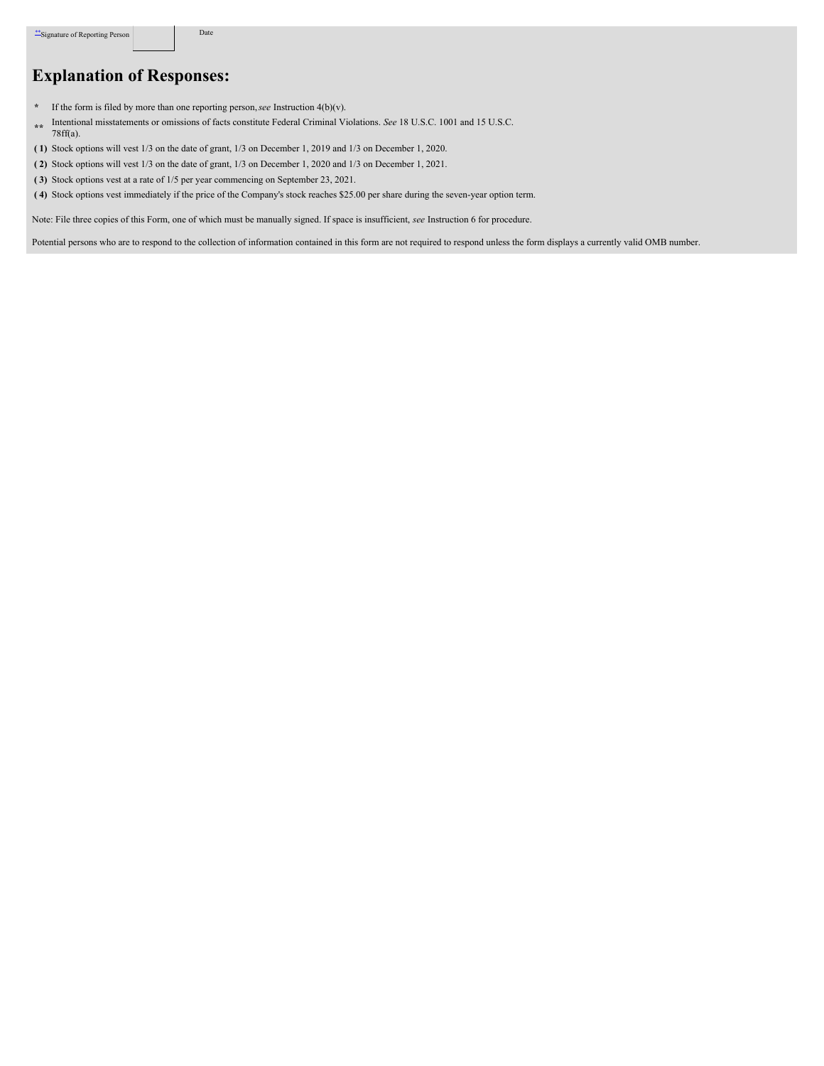| **Signature of Reporting Person | | Date |
|---|---|---|

## Explanation of Responses:

\* If the form is filed by more than one reporting person, *see* Instruction 4(b)(v).

** Intentional misstatements or omissions of facts constitute Federal Criminal Violations. *See* 18 U.S.C. 1001 and 15 U.S.C. 78ff(a).

(1) Stock options will vest 1/3 on the date of grant, 1/3 on December 1, 2019 and 1/3 on December 1, 2020.

(2) Stock options will vest 1/3 on the date of grant, 1/3 on December 1, 2020 and 1/3 on December 1, 2021.

(3) Stock options vest at a rate of 1/5 per year commencing on September 23, 2021.

(4) Stock options vest immediately if the price of the Company's stock reaches $25.00 per share during the seven-year option term.

Note: File three copies of this Form, one of which must be manually signed. If space is insufficient, *see* Instruction 6 for procedure.

Potential persons who are to respond to the collection of information contained in this form are not required to respond unless the form displays a currently valid OMB number.